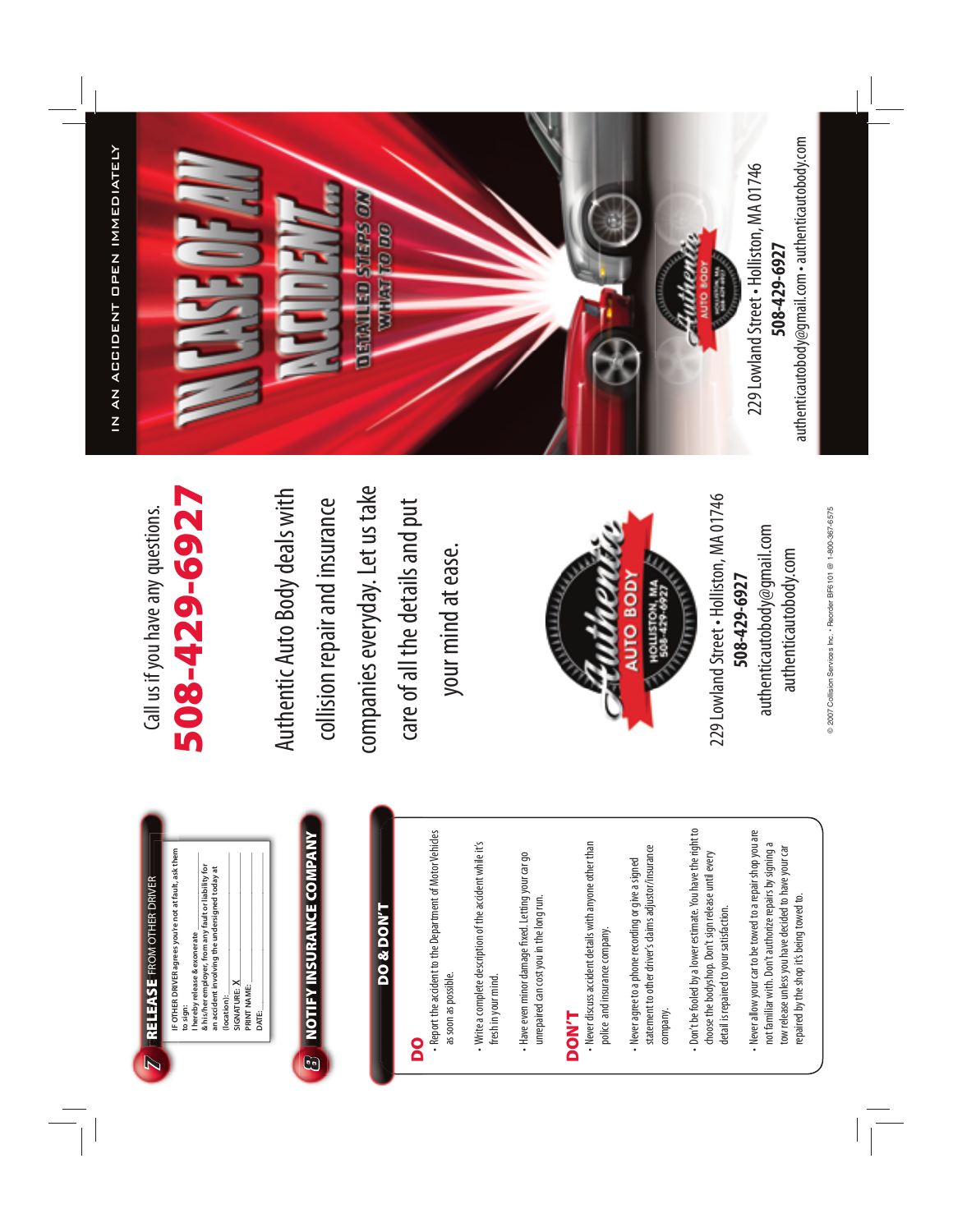## 7 RELEASE FROM OTHER DRIVER

IF OTHER DRIVER agrees you're not at fault, ask them to sign:

I hereby release & exonerate & his/her employer, from any fault or liability for an accident involving the undersigned today at (location):

SIGNATURE: X

PRINT NAME:

DATE:

## 8 NOTIFY INSURANCE COMPANY

## DO & DON'T

### DO

- Report the accident to the Department of Motor Vehicles as soon as possible.
- Write a complete description of the accident while it's fresh in your mind.
- Have even minor damage fixed. Letting your car go unrepaired can cost you in the long run.

### DON'T

- Never discuss accident details with anyone other than police and insurance company.
- Never agree to a phone recording or give a signed statement to other driver's claims adjustor/insurance company.
- Don't be fooled by a lower estimate. You have the right to choose the bodyshop. Don't sign release until every detail is repaired to your satisfaction.
- Never allow your car to be towed to a repair shop you are not familiar with. Don't authorize repairs by signing a tow release unless you have decided to have your car repaired by the shop it's being towed to.

Call us if you have any questions.

**508-429-6927**

Authentic Auto Body deals with collision repair and insurance companies everyday. Let us take care of all the details and put your mind at ease.

Authentic AUTO BODY HOLLISTON, MA 508-429-6927

229 Lowland Street • Holliston, MA 01746

**508-429-6927**

authenticautobody@gmail.com

authenticautobody.com

© 2007 Collision Services Inc. • Reorder BFI 101 @ 1-800-367-6575

IN AN ACCIDENT OPEN IMMEDIATELY

# IN CASE OF AN ACCIDENT...

DETAILED STEPS ON WHAT TO DO

Authentic AUTO BODY HOLLISTON, MA 508-429-6927

229 Lowland Street • Holliston, MA 01746

**508-429-6927**

authenticautobody@gmail.com • authenticautobody.com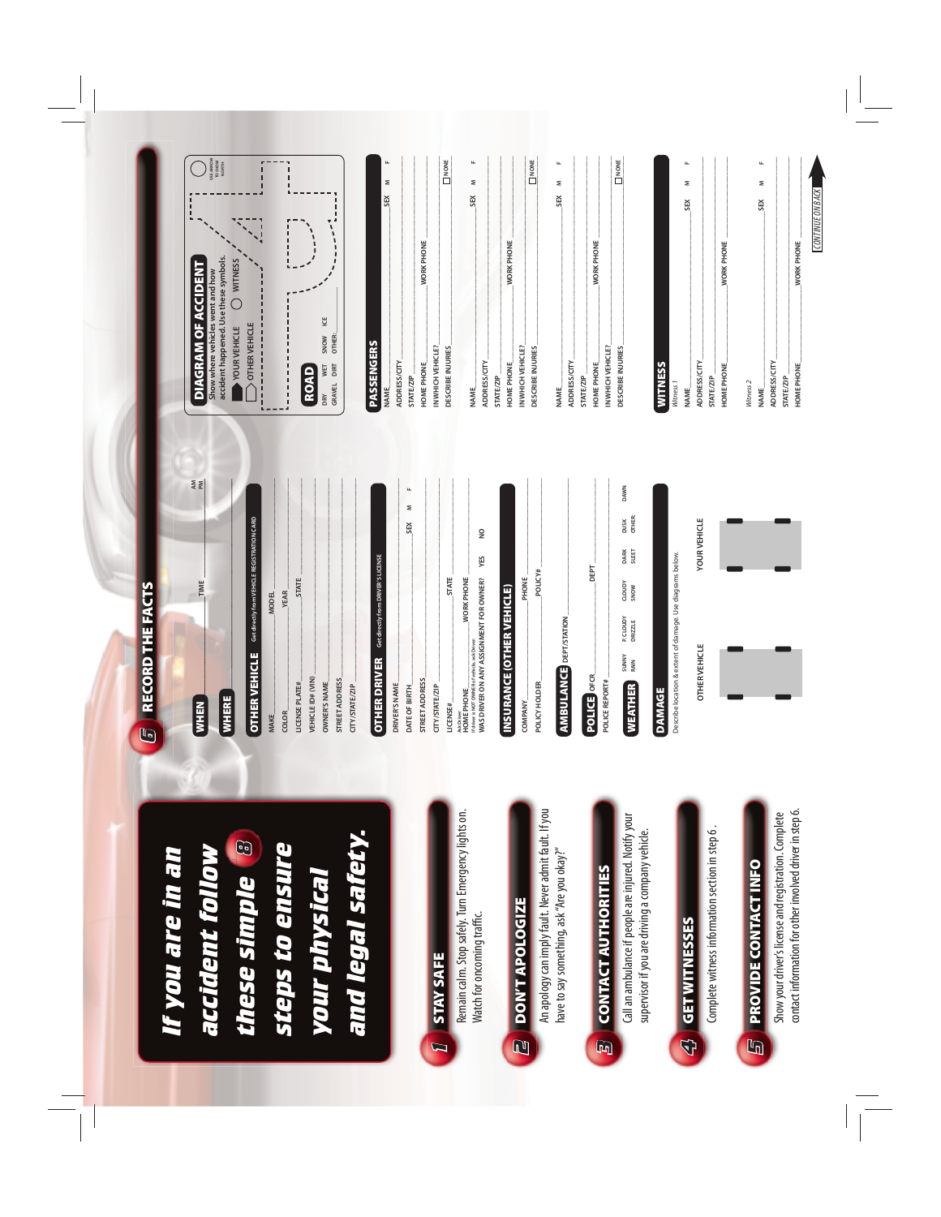# If you are in an accident follow these simple 8 steps to ensure your physical and legal safety.

## 1 STAY SAFE

Remain calm. Stop safely. Turn Emergency lights on. Watch for oncoming traffic.

## 2 DON'T APOLOGIZE

An apology can imply fault. Never admit fault. If you have to say something, ask "Are you okay?"

## 3 CONTACT AUTHORITIES

Call an ambulance if people are injured. Notify your supervisor if you are driving a company vehicle.

## 4 GET WITNESSES

Complete witness information section in step 6.

## 5 PROVIDE CONTACT INFO

Show your driver's license and registration. Complete contact information for other involved driver in step 6.

## 6 RECORD THE FACTS

**WHEN** ______ TIME ______ AM PM

**WHERE** ______

### OTHER VEHICLE
Get directly from VEHICLE REGISTRATION CARD

MAKE ______ MODEL ______
COLOR ______ YEAR ______
LICENSE PLATE# ______ STATE ______
VEHICLE ID# (VIN) ______
OWNER'S NAME ______
STREET ADDRESS ______
CITY/STATE/ZIP ______

### OTHER DRIVER
Get directly from DRIVER'S LICENSE

DRIVER'S NAME ______
DATE OF BIRTH ______ SEX M F
STREET ADDRESS ______
CITY/STATE/ZIP ______
LICENSE# ______ STATE ______
HOME PHONE ______ WORK PHONE ______
Ask Driver: If driver is NOT OWNER of vehicle, ask Driver:
WAS DRIVER ON ANY ASSIGNMENT FOR OWNER? YES NO

### INSURANCE (OTHER VEHICLE)

COMPANY ______ PHONE ______
POLICY HOLDER ______ POLICY# ______

**AMBULANCE** DEPT/STATION ______

**POLICE** OFCR. ______ DEPT ______
POLICE REPORT# ______

**WEATHER** SUNNY RAIN P. CLOUDY DRIZZLE CLOUDY SNOW DARK SLEET DUSK OTHER: DAWN

### DAMAGE

Describe location & extent of damage. Use diagrams below.

OTHER VEHICLE YOUR VEHICLE

### DIAGRAM OF ACCIDENT

Show where vehicles went and how accident happened. Use these symbols.

YOUR VEHICLE ◯ WITNESS
OTHER VEHICLE

USE ARROW TO SHOW NORTH

**ROAD** DRY WET SNOW ICE GRAVEL DIRT OTHER: ______

### PASSENGERS

NAME ______ SEX M F
ADDRESS/CITY ______
STATE/ZIP ______
HOME PHONE ______ WORK PHONE ______
IN WHICH VEHICLE? ______
DESCRIBE INJURIES ______ ☐ NONE

NAME ______ SEX M F
ADDRESS/CITY ______
STATE/ZIP ______
HOME PHONE ______ WORK PHONE ______
IN WHICH VEHICLE? ______
DESCRIBE INJURIES ______ ☐ NONE

NAME ______ SEX M F
ADDRESS/CITY ______
STATE/ZIP ______
HOME PHONE ______ WORK PHONE ______
IN WHICH VEHICLE? ______
DESCRIBE INJURIES ______ ☐ NONE

### WITNESS

*Witness 1*
NAME ______ SEX M F
ADDRESS/CITY ______
STATE/ZIP ______
HOME PHONE ______ WORK PHONE ______

*Witness 2*
NAME ______ SEX M F
ADDRESS/CITY ______
STATE/ZIP ______
HOME PHONE ______ WORK PHONE ______

*CONTINUE ON BACK*